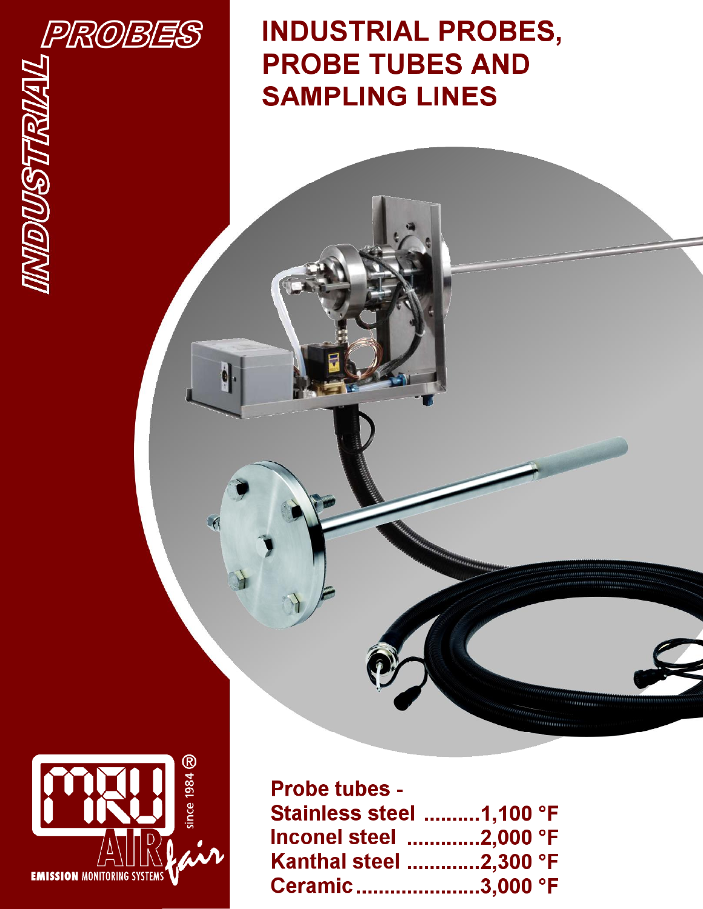# INDUSTRIAL PROBES, PROBE TUBES AND SAMPLING LINES

INDUSTRIAL PROBES

MRU® since 1984 AIR fair

EMISSION MONITORING SYSTEMS

**Probe tubes -**

**Stainless steel ..........1,100 °F**

**Inconel steel .............2,000 °F**

**Kanthal steel .............2,300 °F**

**Ceramic.......................3,000 °F**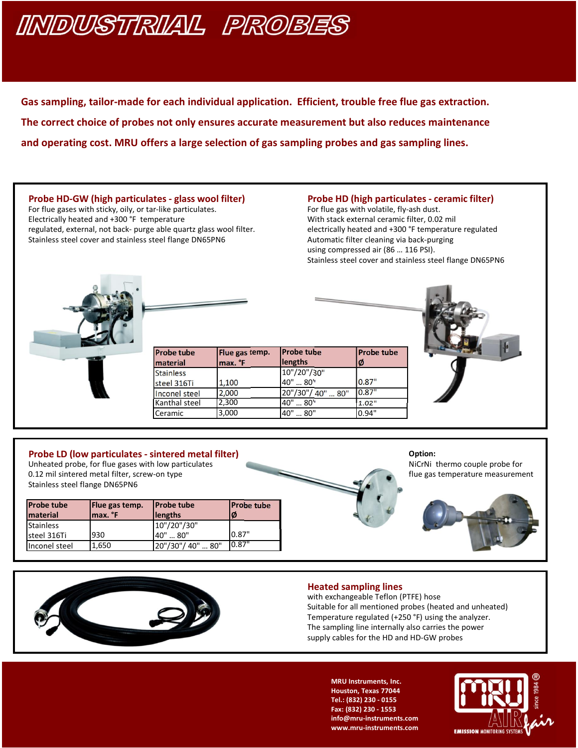// INDUSTRIAL PROBES

# INDUSTRIAL PROBES

**Gas sampling, tailor-made for each individual application. Efficient, trouble free flue gas extraction. The correct choice of probes not only ensures accurate measurement but also reduces maintenance and operating cost. MRU offers a large selection of gas sampling probes and gas sampling lines.**

## Probe HD-GW (high particulates - glass wool filter)

For flue gases with sticky, oily, or tar-like particulates.
Electrically heated and +300 °F temperature regulated, external, not back- purge able quartz glass wool filter.
Stainless steel cover and stainless steel flange DN65PN6

## Probe HD (high particulates - ceramic filter)

For flue gas with volatile, fly-ash dust.
With stack external ceramic filter, 0.02 mil electrically heated and +300 °F temperature regulated
Automatic filter cleaning via back-purging using compressed air (86 … 116 PSI).
Stainless steel cover and stainless steel flange DN65PN6

| Probe tube material | Flue gas temp. max. °F | Probe tube lengths | Probe tube Ø |
|---|---|---|---|
| Stainless steel 316Ti | 1,100 | 10"/20"/30" 40" … 80" | 0.87" |
| Inconel steel | 2,000 | 20"/30"/ 40" … 80" | 0.87" |
| Kanthal steel | 2,300 | 40" … 80" | 1.02" |
| Ceramic | 3,000 | 40" … 80" | 0.94" |

## Probe LD (low particulates - sintered metal filter)

Unheated probe, for flue gases with low particulates
0.12 mil sintered metal filter, screw-on type
Stainless steel flange DN65PN6

| Probe tube material | Flue gas temp. max. °F | Probe tube lengths | Probe tube Ø |
|---|---|---|---|
| Stainless steel 316Ti | 930 | 10"/20"/30" 40" … 80" | 0.87" |
| Inconel steel | 1,650 | 20"/30"/ 40" … 80" | 0.87" |

**Option:**
NiCrNi thermo couple probe for flue gas temperature measurement

## Heated sampling lines

with exchangeable Teflon (PTFE) hose
Suitable for all mentioned probes (heated and unheated)
Temperature regulated (+250 °F) using the analyzer.
The sampling line internally also carries the power supply cables for the HD and HD-GW probes

**MRU Instruments, Inc.**
**Houston, Texas 77044**
**Tel.: (832) 230 - 0155**
**Fax: (832) 230 - 1553**
**info@mru-instruments.com**
**www.mru-instruments.com**

MRU ® since 1984 AIR fair EMISSION MONITORING SYSTEMS